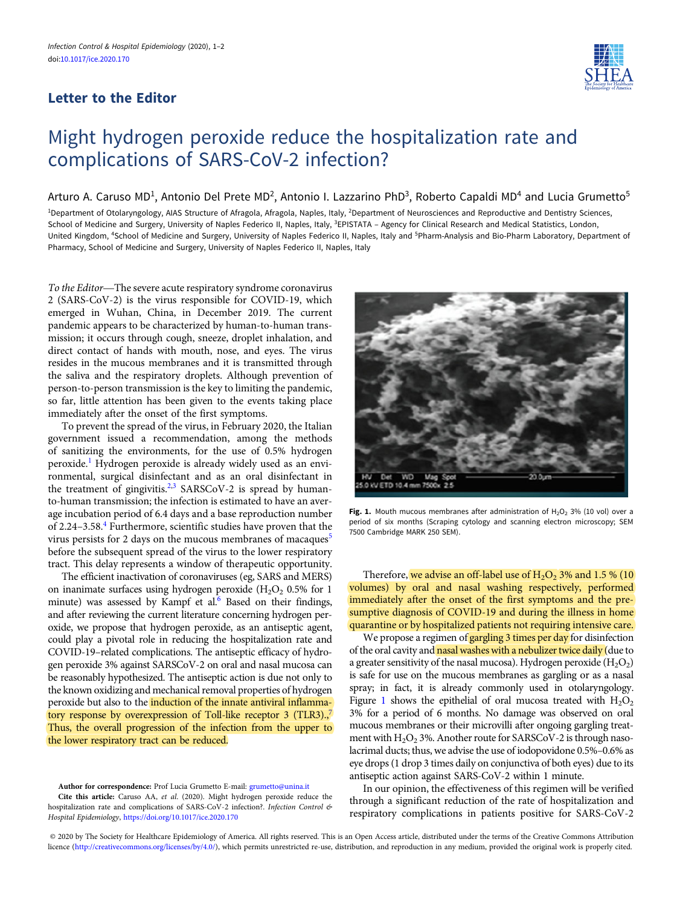## Letter to the Editor

# Might hydrogen peroxide reduce the hospitalization rate and complications of SARS-CoV-2 infection?

Arturo A. Caruso MD[1], Antonio Del Prete MD[2], Antonio I. Lazzarino PhD[3], Roberto Capaldi MD[4] and Lucia Grumetto[5]

[1]Department of Otolaryngology, AIAS Structure of Afragola, Afragola, Naples, Italy, [2]Department of Neurosciences and Reproductive and Dentistry Sciences, School of Medicine and Surgery, University of Naples Federico II, Naples, Italy, [3]EPISTATA – Agency for Clinical Research and Medical Statistics, London, United Kingdom, [4]School of Medicine and Surgery, University of Naples Federico II, Naples, Italy and [5]Pharm-Analysis and Bio-Pharm Laboratory, Department of Pharmacy, School of Medicine and Surgery, University of Naples Federico II, Naples, Italy

*To the Editor*—The severe acute respiratory syndrome coronavirus 2 (SARS-CoV-2) is the virus responsible for COVID-19, which emerged in Wuhan, China, in December 2019. The current pandemic appears to be characterized by human-to-human transmission; it occurs through cough, sneeze, droplet inhalation, and direct contact of hands with mouth, nose, and eyes. The virus resides in the mucous membranes and it is transmitted through the saliva and the respiratory droplets. Although prevention of person-to-person transmission is the key to limiting the pandemic, so far, little attention has been given to the events taking place immediately after the onset of the first symptoms.

To prevent the spread of the virus, in February 2020, the Italian government issued a recommendation, among the methods of sanitizing the environments, for the use of 0.5% hydrogen peroxide.[1] Hydrogen peroxide is already widely used as an environmental, surgical disinfectant and as an oral disinfectant in the treatment of gingivitis.[2,3] SARSCoV-2 is spread by human-to-human transmission; the infection is estimated to have an average incubation period of 6.4 days and a base reproduction number of 2.24–3.58.[4] Furthermore, scientific studies have proven that the virus persists for 2 days on the mucous membranes of macaques[5] before the subsequent spread of the virus to the lower respiratory tract. This delay represents a window of therapeutic opportunity.

The efficient inactivation of coronaviruses (eg, SARS and MERS) on inanimate surfaces using hydrogen peroxide ($H_2O_2$ 0.5% for 1 minute) was assessed by Kampf et al.[6] Based on their findings, and after reviewing the current literature concerning hydrogen peroxide, we propose that hydrogen peroxide, as an antiseptic agent, could play a pivotal role in reducing the hospitalization rate and COVID-19–related complications. The antiseptic efficacy of hydrogen peroxide 3% against SARSCoV-2 on oral and nasal mucosa can be reasonably hypothesized. The antiseptic action is due not only to the known oxidizing and mechanical removal properties of hydrogen peroxide but also to the induction of the innate antiviral inflammatory response by overexpression of Toll-like receptor 3 (TLR3).,[7] Thus, the overall progression of the infection from the upper to the lower respiratory tract can be reduced.

**Fig. 1.** Mouth mucous membranes after administration of $H_2O_2$ 3% (10 vol) over a period of six months (Scraping cytology and scanning electron microscopy; SEM 7500 Cambridge MARK 250 SEM).

Therefore, we advise an off-label use of $H_2O_2$ 3% and 1.5 % (10 volumes) by oral and nasal washing respectively, performed immediately after the onset of the first symptoms and the presumptive diagnosis of COVID-19 and during the illness in home quarantine or by hospitalized patients not requiring intensive care.

We propose a regimen of gargling 3 times per day for disinfection of the oral cavity and nasal washes with a nebulizer twice daily (due to a greater sensitivity of the nasal mucosa). Hydrogen peroxide ($H_2O_2$) is safe for use on the mucous membranes as gargling or as a nasal spray; in fact, it is already commonly used in otolaryngology. Figure 1 shows the epithelial of oral mucosa treated with $H_2O_2$ 3% for a period of 6 months. No damage was observed on oral mucous membranes or their microvilli after ongoing gargling treatment with $H_2O_2$ 3%. Another route for SARSCoV-2 is through nasolacrimal ducts; thus, we advise the use of iodopovidone 0.5%–0.6% as eye drops (1 drop 3 times daily on conjunctiva of both eyes) due to its antiseptic action against SARS-CoV-2 within 1 minute.

In our opinion, the effectiveness of this regimen will be verified through a significant reduction of the rate of hospitalization and respiratory complications in patients positive for SARS-CoV-2

**Author for correspondence:** Prof Lucia Grumetto E-mail: grumetto@unina.it

**Cite this article:** Caruso AA, *et al.* (2020). Might hydrogen peroxide reduce the hospitalization rate and complications of SARS-CoV-2 infection?. *Infection Control & Hospital Epidemiology*, https://doi.org/10.1017/ice.2020.170

© 2020 by The Society for Healthcare Epidemiology of America. All rights reserved. This is an Open Access article, distributed under the terms of the Creative Commons Attribution licence (http://creativecommons.org/licenses/by/4.0/), which permits unrestricted re-use, distribution, and reproduction in any medium, provided the original work is properly cited.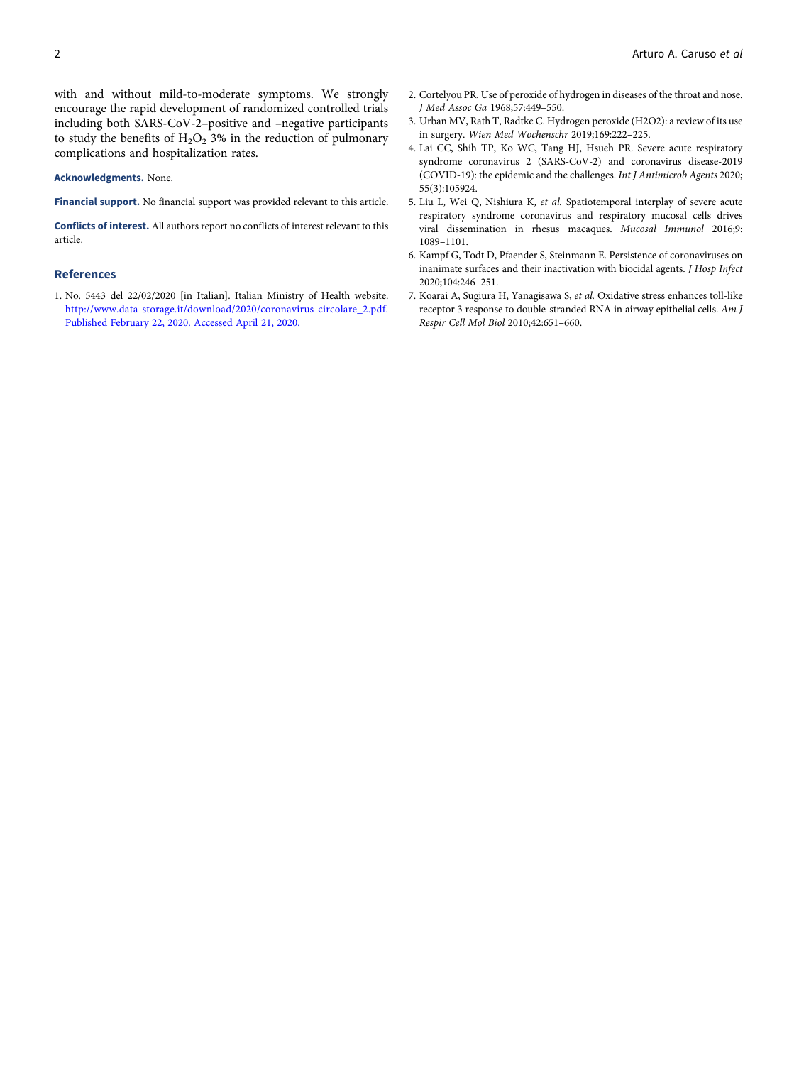with and without mild-to-moderate symptoms. We strongly encourage the rapid development of randomized controlled trials including both SARS-CoV-2–positive and –negative participants to study the benefits of $H_2O_2$ 3% in the reduction of pulmonary complications and hospitalization rates.

**Acknowledgments.** None.

**Financial support.** No financial support was provided relevant to this article.

**Conflicts of interest.** All authors report no conflicts of interest relevant to this article.

## References

1. No. 5443 del 22/02/2020 [in Italian]. Italian Ministry of Health website. http://www.data-storage.it/download/2020/coronavirus-circolare_2.pdf. Published February 22, 2020. Accessed April 21, 2020.
2. Cortelyou PR. Use of peroxide of hydrogen in diseases of the throat and nose. *J Med Assoc Ga* 1968;57:449–550.
3. Urban MV, Rath T, Radtke C. Hydrogen peroxide (H2O2): a review of its use in surgery. *Wien Med Wochenschr* 2019;169:222–225.
4. Lai CC, Shih TP, Ko WC, Tang HJ, Hsueh PR. Severe acute respiratory syndrome coronavirus 2 (SARS-CoV-2) and coronavirus disease-2019 (COVID-19): the epidemic and the challenges. *Int J Antimicrob Agents* 2020; 55(3):105924.
5. Liu L, Wei Q, Nishiura K, *et al.* Spatiotemporal interplay of severe acute respiratory syndrome coronavirus and respiratory mucosal cells drives viral dissemination in rhesus macaques. *Mucosal Immunol* 2016;9: 1089–1101.
6. Kampf G, Todt D, Pfaender S, Steinmann E. Persistence of coronaviruses on inanimate surfaces and their inactivation with biocidal agents. *J Hosp Infect* 2020;104:246–251.
7. Koarai A, Sugiura H, Yanagisawa S, *et al.* Oxidative stress enhances toll-like receptor 3 response to double-stranded RNA in airway epithelial cells. *Am J Respir Cell Mol Biol* 2010;42:651–660.